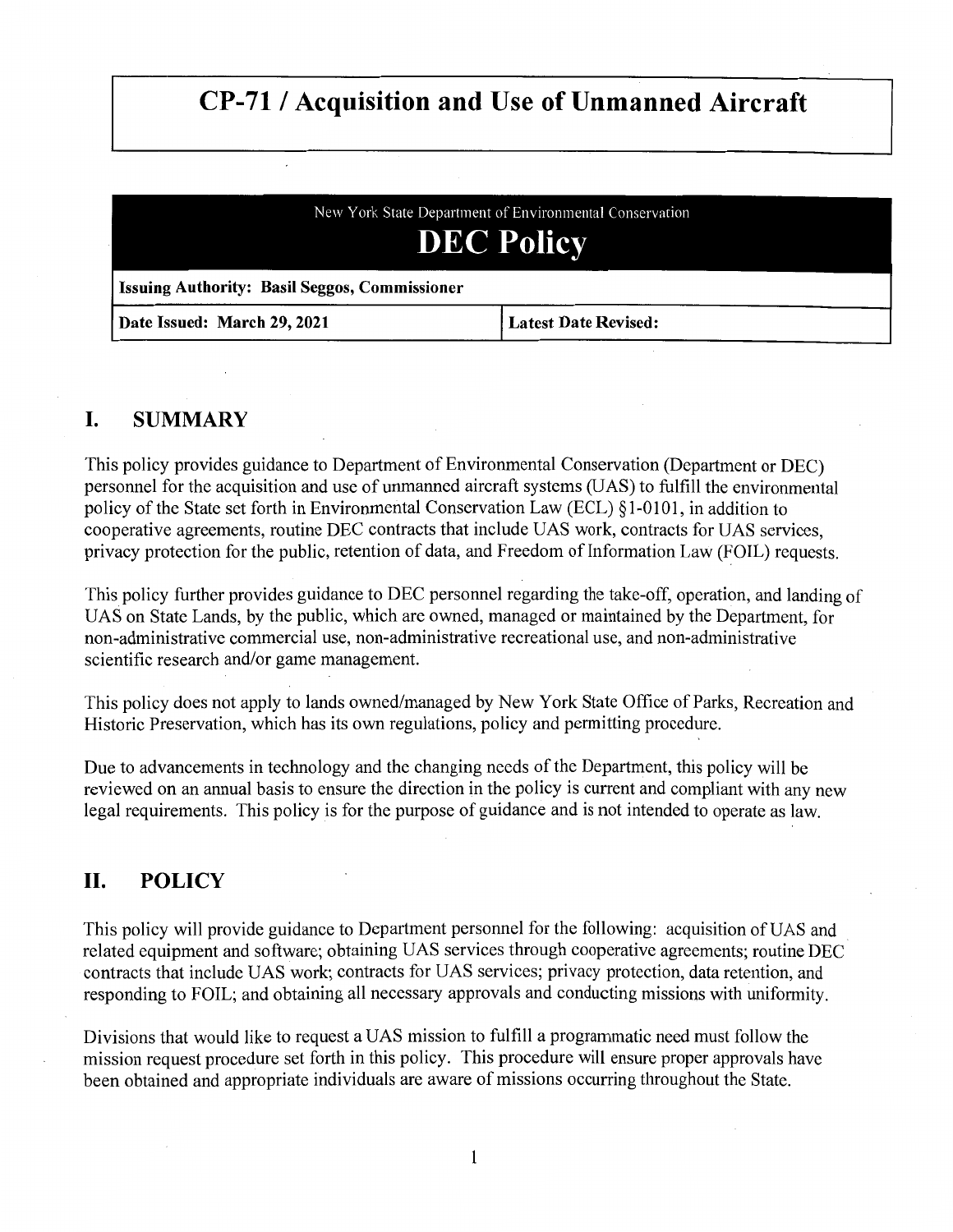# CP-71 / Acquisition and Use of Unmanned Aircraft

New York State Department of Environmental Conservation

**DEC Policy**

| **Issuing Authority: Basil Seggos, Commissioner** | |
| --- | --- |
| **Date Issued: March 29, 2021** | **Latest Date Revised:** |

## I. SUMMARY

This policy provides guidance to Department of Environmental Conservation (Department or DEC) personnel for the acquisition and use of unmanned aircraft systems (UAS) to fulfill the environmental policy of the State set forth in Environmental Conservation Law (ECL) §1-0101, in addition to cooperative agreements, routine DEC contracts that include UAS work, contracts for UAS services, privacy protection for the public, retention of data, and Freedom of Information Law (FOIL) requests.

This policy further provides guidance to DEC personnel regarding the take-off, operation, and landing of UAS on State Lands, by the public, which are owned, managed or maintained by the Department, for non-administrative commercial use, non-administrative recreational use, and non-administrative scientific research and/or game management.

This policy does not apply to lands owned/managed by New York State Office of Parks, Recreation and Historic Preservation, which has its own regulations, policy and permitting procedure.

Due to advancements in technology and the changing needs of the Department, this policy will be reviewed on an annual basis to ensure the direction in the policy is current and compliant with any new legal requirements. This policy is for the purpose of guidance and is not intended to operate as law.

## II. POLICY

This policy will provide guidance to Department personnel for the following: acquisition of UAS and related equipment and software; obtaining UAS services through cooperative agreements; routine DEC contracts that include UAS work; contracts for UAS services; privacy protection, data retention, and responding to FOIL; and obtaining all necessary approvals and conducting missions with uniformity.

Divisions that would like to request a UAS mission to fulfill a programmatic need must follow the mission request procedure set forth in this policy. This procedure will ensure proper approvals have been obtained and appropriate individuals are aware of missions occurring throughout the State.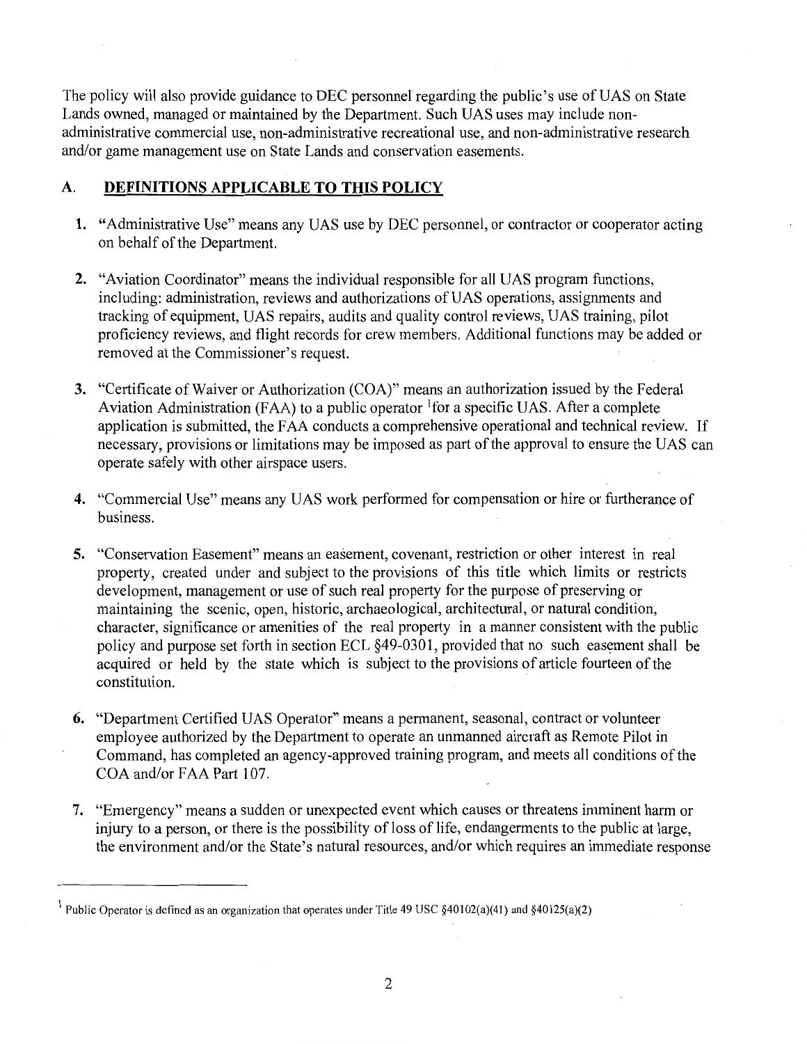The policy will also provide guidance to DEC personnel regarding the public's use of UAS on State Lands owned, managed or maintained by the Department. Such UAS uses may include non-administrative commercial use, non-administrative recreational use, and non-administrative research and/or game management use on State Lands and conservation easements.

## A. DEFINITIONS APPLICABLE TO THIS POLICY

1. "Administrative Use" means any UAS use by DEC personnel, or contractor or cooperator acting on behalf of the Department.

2. "Aviation Coordinator" means the individual responsible for all UAS program functions, including: administration, reviews and authorizations of UAS operations, assignments and tracking of equipment, UAS repairs, audits and quality control reviews, UAS training, pilot proficiency reviews, and flight records for crew members. Additional functions may be added or removed at the Commissioner's request.

3. "Certificate of Waiver or Authorization (COA)" means an authorization issued by the Federal Aviation Administration (FAA) to a public operator [1] for a specific UAS. After a complete application is submitted, the FAA conducts a comprehensive operational and technical review. If necessary, provisions or limitations may be imposed as part of the approval to ensure the UAS can operate safely with other airspace users.

4. "Commercial Use" means any UAS work performed for compensation or hire or furtherance of business.

5. "Conservation Easement" means an easement, covenant, restriction or other interest in real property, created under and subject to the provisions of this title which limits or restricts development, management or use of such real property for the purpose of preserving or maintaining the scenic, open, historic, archaeological, architectural, or natural condition, character, significance or amenities of the real property in a manner consistent with the public policy and purpose set forth in section ECL §49-0301, provided that no such easement shall be acquired or held by the state which is subject to the provisions of article fourteen of the constitution.

6. "Department Certified UAS Operator" means a permanent, seasonal, contract or volunteer employee authorized by the Department to operate an unmanned aircraft as Remote Pilot in Command, has completed an agency-approved training program, and meets all conditions of the COA and/or FAA Part 107.

7. "Emergency" means a sudden or unexpected event which causes or threatens imminent harm or injury to a person, or there is the possibility of loss of life, endangerments to the public at large, the environment and/or the State's natural resources, and/or which requires an immediate response

---

[1] Public Operator is defined as an organization that operates under Title 49 USC §40102(a)(41) and §40125(a)(2)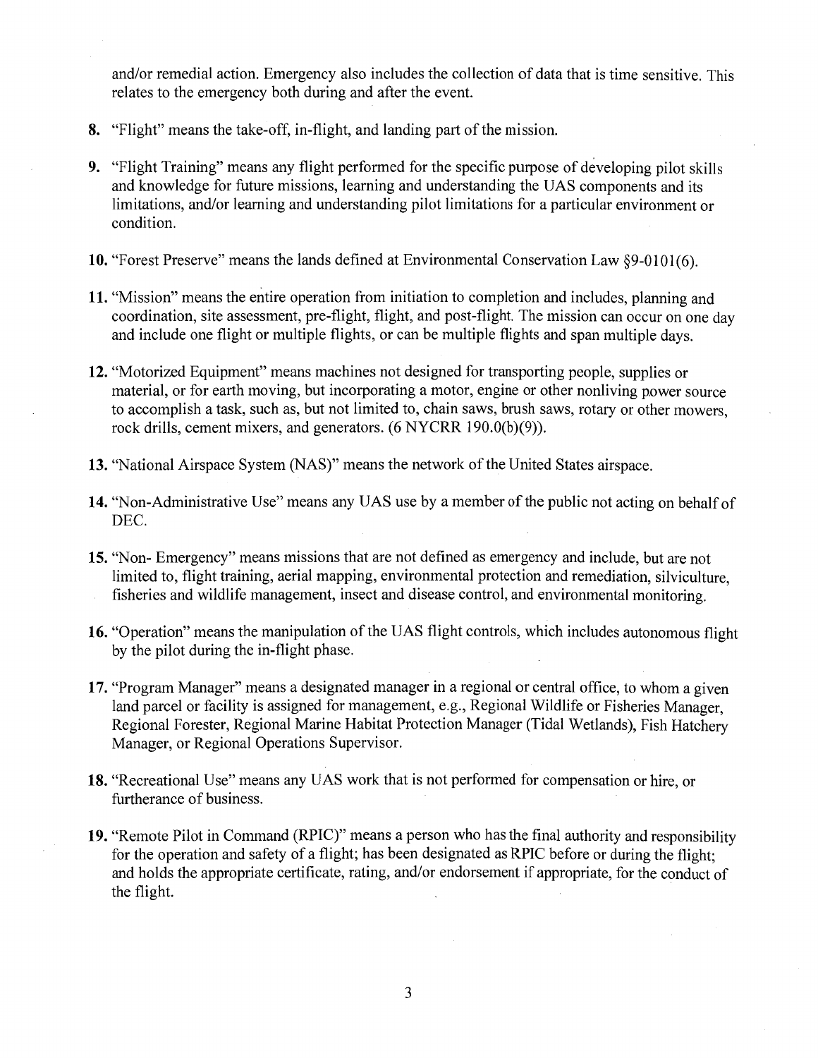and/or remedial action. Emergency also includes the collection of data that is time sensitive. This relates to the emergency both during and after the event.

8. "Flight" means the take-off, in-flight, and landing part of the mission.

9. "Flight Training" means any flight performed for the specific purpose of developing pilot skills and knowledge for future missions, learning and understanding the UAS components and its limitations, and/or learning and understanding pilot limitations for a particular environment or condition.

10. "Forest Preserve" means the lands defined at Environmental Conservation Law §9-0101(6).

11. "Mission" means the entire operation from initiation to completion and includes, planning and coordination, site assessment, pre-flight, flight, and post-flight. The mission can occur on one day and include one flight or multiple flights, or can be multiple flights and span multiple days.

12. "Motorized Equipment" means machines not designed for transporting people, supplies or material, or for earth moving, but incorporating a motor, engine or other nonliving power source to accomplish a task, such as, but not limited to, chain saws, brush saws, rotary or other mowers, rock drills, cement mixers, and generators. (6 NYCRR 190.0(b)(9)).

13. "National Airspace System (NAS)" means the network of the United States airspace.

14. "Non-Administrative Use" means any UAS use by a member of the public not acting on behalf of DEC.

15. "Non- Emergency" means missions that are not defined as emergency and include, but are not limited to, flight training, aerial mapping, environmental protection and remediation, silviculture, fisheries and wildlife management, insect and disease control, and environmental monitoring.

16. "Operation" means the manipulation of the UAS flight controls, which includes autonomous flight by the pilot during the in-flight phase.

17. "Program Manager" means a designated manager in a regional or central office, to whom a given land parcel or facility is assigned for management, e.g., Regional Wildlife or Fisheries Manager, Regional Forester, Regional Marine Habitat Protection Manager (Tidal Wetlands), Fish Hatchery Manager, or Regional Operations Supervisor.

18. "Recreational Use" means any UAS work that is not performed for compensation or hire, or furtherance of business.

19. "Remote Pilot in Command (RPIC)" means a person who has the final authority and responsibility for the operation and safety of a flight; has been designated as RPIC before or during the flight; and holds the appropriate certificate, rating, and/or endorsement if appropriate, for the conduct of the flight.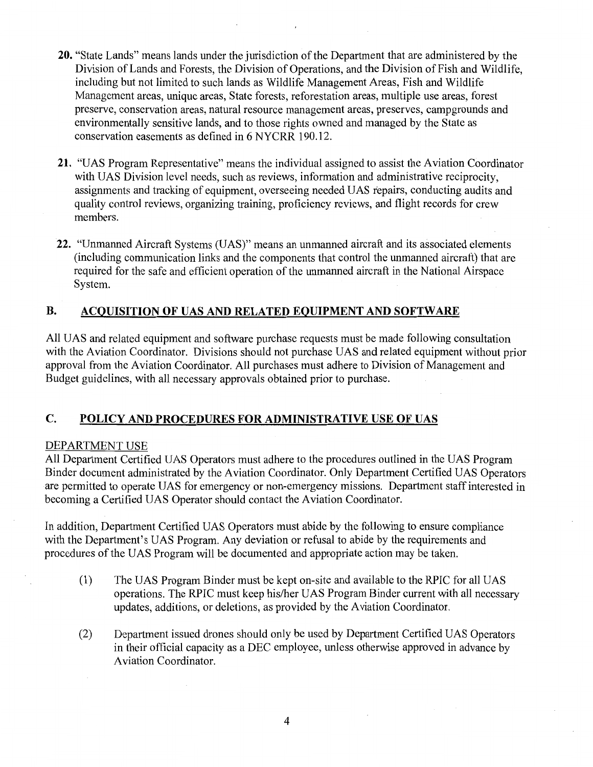20. "State Lands" means lands under the jurisdiction of the Department that are administered by the Division of Lands and Forests, the Division of Operations, and the Division of Fish and Wildlife, including but not limited to such lands as Wildlife Management Areas, Fish and Wildlife Management areas, unique areas, State forests, reforestation areas, multiple use areas, forest preserve, conservation areas, natural resource management areas, preserves, campgrounds and environmentally sensitive lands, and to those rights owned and managed by the State as conservation easements as defined in 6 NYCRR 190.12.

21. "UAS Program Representative" means the individual assigned to assist the Aviation Coordinator with UAS Division level needs, such as reviews, information and administrative reciprocity, assignments and tracking of equipment, overseeing needed UAS repairs, conducting audits and quality control reviews, organizing training, proficiency reviews, and flight records for crew members.

22. "Unmanned Aircraft Systems (UAS)" means an unmanned aircraft and its associated elements (including communication links and the components that control the unmanned aircraft) that are required for the safe and efficient operation of the unmanned aircraft in the National Airspace System.

## B. ACQUISITION OF UAS AND RELATED EQUIPMENT AND SOFTWARE

All UAS and related equipment and software purchase requests must be made following consultation with the Aviation Coordinator. Divisions should not purchase UAS and related equipment without prior approval from the Aviation Coordinator. All purchases must adhere to Division of Management and Budget guidelines, with all necessary approvals obtained prior to purchase.

## C. POLICY AND PROCEDURES FOR ADMINISTRATIVE USE OF UAS

DEPARTMENT USE

All Department Certified UAS Operators must adhere to the procedures outlined in the UAS Program Binder document administrated by the Aviation Coordinator. Only Department Certified UAS Operators are permitted to operate UAS for emergency or non-emergency missions. Department staff interested in becoming a Certified UAS Operator should contact the Aviation Coordinator.

In addition, Department Certified UAS Operators must abide by the following to ensure compliance with the Department's UAS Program. Any deviation or refusal to abide by the requirements and procedures of the UAS Program will be documented and appropriate action may be taken.

(1) The UAS Program Binder must be kept on-site and available to the RPIC for all UAS operations. The RPIC must keep his/her UAS Program Binder current with all necessary updates, additions, or deletions, as provided by the Aviation Coordinator.

(2) Department issued drones should only be used by Department Certified UAS Operators in their official capacity as a DEC employee, unless otherwise approved in advance by Aviation Coordinator.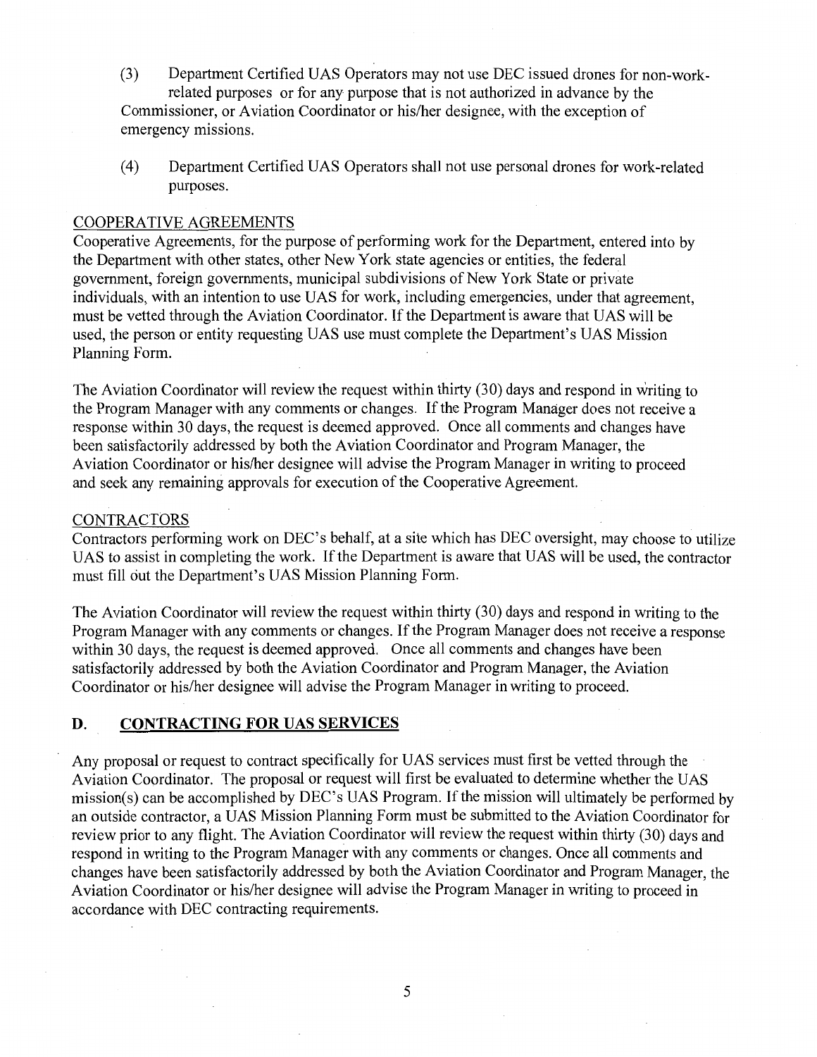(3) Department Certified UAS Operators may not use DEC issued drones for non-work-related purposes or for any purpose that is not authorized in advance by the Commissioner, or Aviation Coordinator or his/her designee, with the exception of emergency missions.

(4) Department Certified UAS Operators shall not use personal drones for work-related purposes.

COOPERATIVE AGREEMENTS

Cooperative Agreements, for the purpose of performing work for the Department, entered into by the Department with other states, other New York state agencies or entities, the federal government, foreign governments, municipal subdivisions of New York State or private individuals, with an intention to use UAS for work, including emergencies, under that agreement, must be vetted through the Aviation Coordinator. If the Department is aware that UAS will be used, the person or entity requesting UAS use must complete the Department's UAS Mission Planning Form.

The Aviation Coordinator will review the request within thirty (30) days and respond in writing to the Program Manager with any comments or changes. If the Program Manager does not receive a response within 30 days, the request is deemed approved. Once all comments and changes have been satisfactorily addressed by both the Aviation Coordinator and Program Manager, the Aviation Coordinator or his/her designee will advise the Program Manager in writing to proceed and seek any remaining approvals for execution of the Cooperative Agreement.

CONTRACTORS

Contractors performing work on DEC's behalf, at a site which has DEC oversight, may choose to utilize UAS to assist in completing the work. If the Department is aware that UAS will be used, the contractor must fill out the Department's UAS Mission Planning Form.

The Aviation Coordinator will review the request within thirty (30) days and respond in writing to the Program Manager with any comments or changes. If the Program Manager does not receive a response within 30 days, the request is deemed approved. Once all comments and changes have been satisfactorily addressed by both the Aviation Coordinator and Program Manager, the Aviation Coordinator or his/her designee will advise the Program Manager in writing to proceed.

## D. CONTRACTING FOR UAS SERVICES

Any proposal or request to contract specifically for UAS services must first be vetted through the Aviation Coordinator. The proposal or request will first be evaluated to determine whether the UAS mission(s) can be accomplished by DEC's UAS Program. If the mission will ultimately be performed by an outside contractor, a UAS Mission Planning Form must be submitted to the Aviation Coordinator for review prior to any flight. The Aviation Coordinator will review the request within thirty (30) days and respond in writing to the Program Manager with any comments or changes. Once all comments and changes have been satisfactorily addressed by both the Aviation Coordinator and Program Manager, the Aviation Coordinator or his/her designee will advise the Program Manager in writing to proceed in accordance with DEC contracting requirements.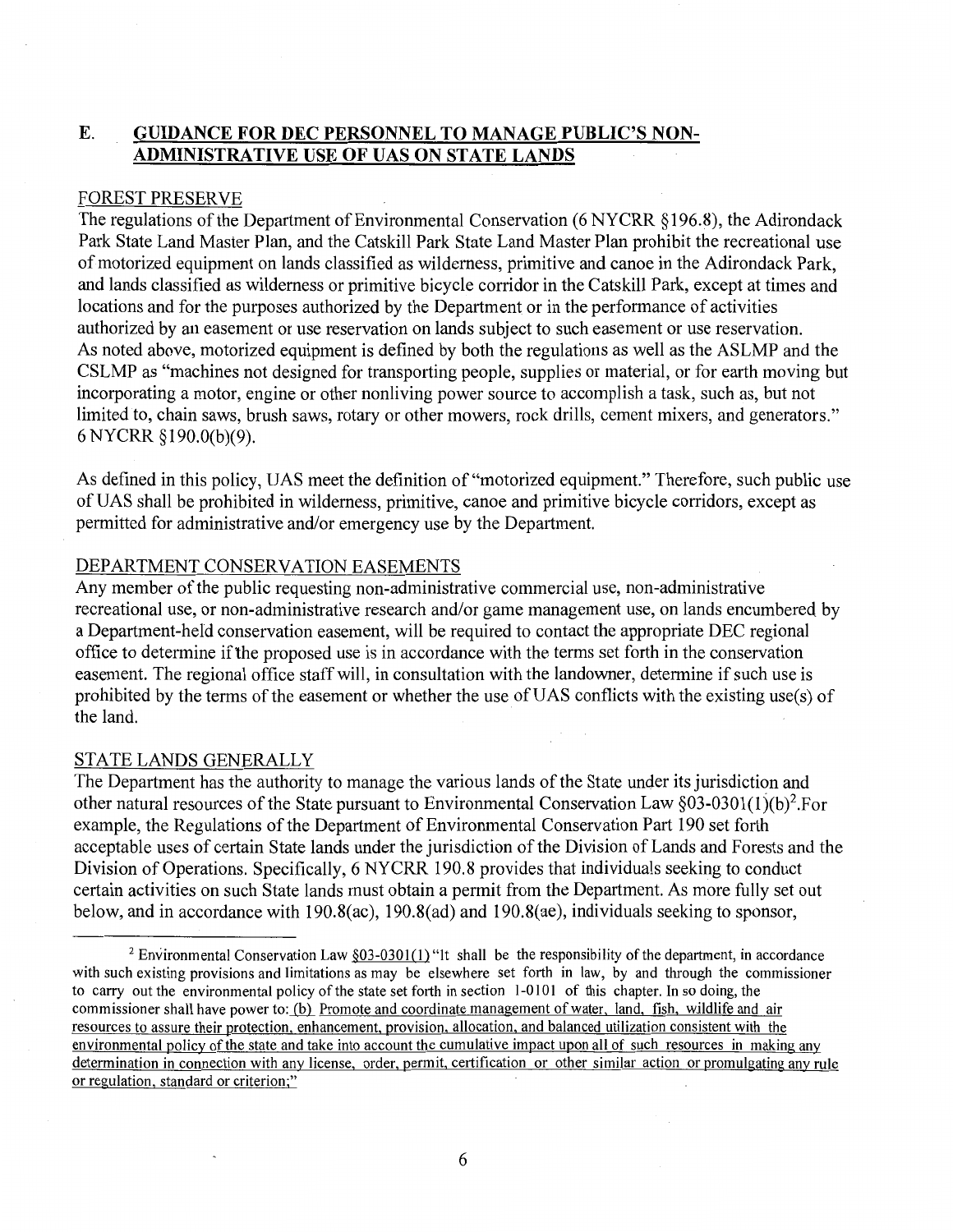## E. GUIDANCE FOR DEC PERSONNEL TO MANAGE PUBLIC'S NON-ADMINISTRATIVE USE OF UAS ON STATE LANDS

### FOREST PRESERVE

The regulations of the Department of Environmental Conservation (6 NYCRR §196.8), the Adirondack Park State Land Master Plan, and the Catskill Park State Land Master Plan prohibit the recreational use of motorized equipment on lands classified as wilderness, primitive and canoe in the Adirondack Park, and lands classified as wilderness or primitive bicycle corridor in the Catskill Park, except at times and locations and for the purposes authorized by the Department or in the performance of activities authorized by an easement or use reservation on lands subject to such easement or use reservation. As noted above, motorized equipment is defined by both the regulations as well as the ASLMP and the CSLMP as "machines not designed for transporting people, supplies or material, or for earth moving but incorporating a motor, engine or other nonliving power source to accomplish a task, such as, but not limited to, chain saws, brush saws, rotary or other mowers, rock drills, cement mixers, and generators." 6 NYCRR §190.0(b)(9).

As defined in this policy, UAS meet the definition of "motorized equipment." Therefore, such public use of UAS shall be prohibited in wilderness, primitive, canoe and primitive bicycle corridors, except as permitted for administrative and/or emergency use by the Department.

### DEPARTMENT CONSERVATION EASEMENTS

Any member of the public requesting non-administrative commercial use, non-administrative recreational use, or non-administrative research and/or game management use, on lands encumbered by a Department-held conservation easement, will be required to contact the appropriate DEC regional office to determine if the proposed use is in accordance with the terms set forth in the conservation easement. The regional office staff will, in consultation with the landowner, determine if such use is prohibited by the terms of the easement or whether the use of UAS conflicts with the existing use(s) of the land.

### STATE LANDS GENERALLY

The Department has the authority to manage the various lands of the State under its jurisdiction and other natural resources of the State pursuant to Environmental Conservation Law §03-0301(1)(b)[2]. For example, the Regulations of the Department of Environmental Conservation Part 190 set forth acceptable uses of certain State lands under the jurisdiction of the Division of Lands and Forests and the Division of Operations. Specifically, 6 NYCRR 190.8 provides that individuals seeking to conduct certain activities on such State lands must obtain a permit from the Department. As more fully set out below, and in accordance with 190.8(ac), 190.8(ad) and 190.8(ae), individuals seeking to sponsor,

---

[2] Environmental Conservation Law §03-0301(1) "It shall be the responsibility of the department, in accordance with such existing provisions and limitations as may be elsewhere set forth in law, by and through the commissioner to carry out the environmental policy of the state set forth in section 1-0101 of this chapter. In so doing, the commissioner shall have power to: (b) Promote and coordinate management of water, land, fish, wildlife and air resources to assure their protection, enhancement, provision, allocation, and balanced utilization consistent with the environmental policy of the state and take into account the cumulative impact upon all of such resources in making any determination in connection with any license, order, permit, certification or other similar action or promulgating any rule or regulation, standard or criterion;"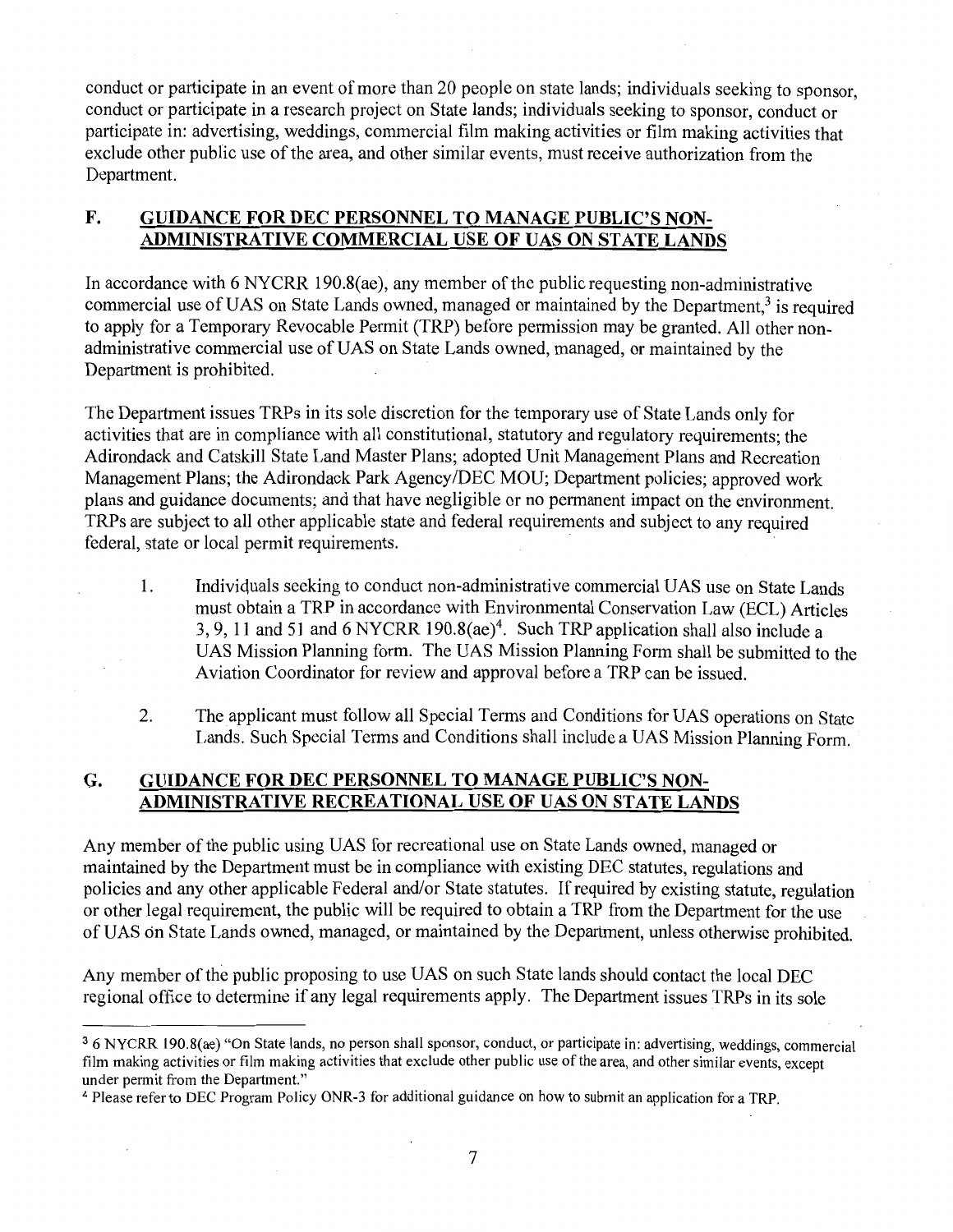conduct or participate in an event of more than 20 people on state lands; individuals seeking to sponsor, conduct or participate in a research project on State lands; individuals seeking to sponsor, conduct or participate in: advertising, weddings, commercial film making activities or film making activities that exclude other public use of the area, and other similar events, must receive authorization from the Department.

## F. GUIDANCE FOR DEC PERSONNEL TO MANAGE PUBLIC'S NON-ADMINISTRATIVE COMMERCIAL USE OF UAS ON STATE LANDS

In accordance with 6 NYCRR 190.8(ae), any member of the public requesting non-administrative commercial use of UAS on State Lands owned, managed or maintained by the Department,[3] is required to apply for a Temporary Revocable Permit (TRP) before permission may be granted. All other non-administrative commercial use of UAS on State Lands owned, managed, or maintained by the Department is prohibited.

The Department issues TRPs in its sole discretion for the temporary use of State Lands only for activities that are in compliance with all constitutional, statutory and regulatory requirements; the Adirondack and Catskill State Land Master Plans; adopted Unit Management Plans and Recreation Management Plans; the Adirondack Park Agency/DEC MOU; Department policies; approved work plans and guidance documents; and that have negligible or no permanent impact on the environment. TRPs are subject to all other applicable state and federal requirements and subject to any required federal, state or local permit requirements.

1. Individuals seeking to conduct non-administrative commercial UAS use on State Lands must obtain a TRP in accordance with Environmental Conservation Law (ECL) Articles 3, 9, 11 and 51 and 6 NYCRR 190.8(ae)[4]. Such TRP application shall also include a UAS Mission Planning form. The UAS Mission Planning Form shall be submitted to the Aviation Coordinator for review and approval before a TRP can be issued.

2. The applicant must follow all Special Terms and Conditions for UAS operations on State Lands. Such Special Terms and Conditions shall include a UAS Mission Planning Form.

## G. GUIDANCE FOR DEC PERSONNEL TO MANAGE PUBLIC'S NON-ADMINISTRATIVE RECREATIONAL USE OF UAS ON STATE LANDS

Any member of the public using UAS for recreational use on State Lands owned, managed or maintained by the Department must be in compliance with existing DEC statutes, regulations and policies and any other applicable Federal and/or State statutes. If required by existing statute, regulation or other legal requirement, the public will be required to obtain a TRP from the Department for the use of UAS on State Lands owned, managed, or maintained by the Department, unless otherwise prohibited.

Any member of the public proposing to use UAS on such State lands should contact the local DEC regional office to determine if any legal requirements apply. The Department issues TRPs in its sole

---

[3] 6 NYCRR 190.8(ae) "On State lands, no person shall sponsor, conduct, or participate in: advertising, weddings, commercial film making activities or film making activities that exclude other public use of the area, and other similar events, except under permit from the Department."

[4] Please refer to DEC Program Policy ONR-3 for additional guidance on how to submit an application for a TRP.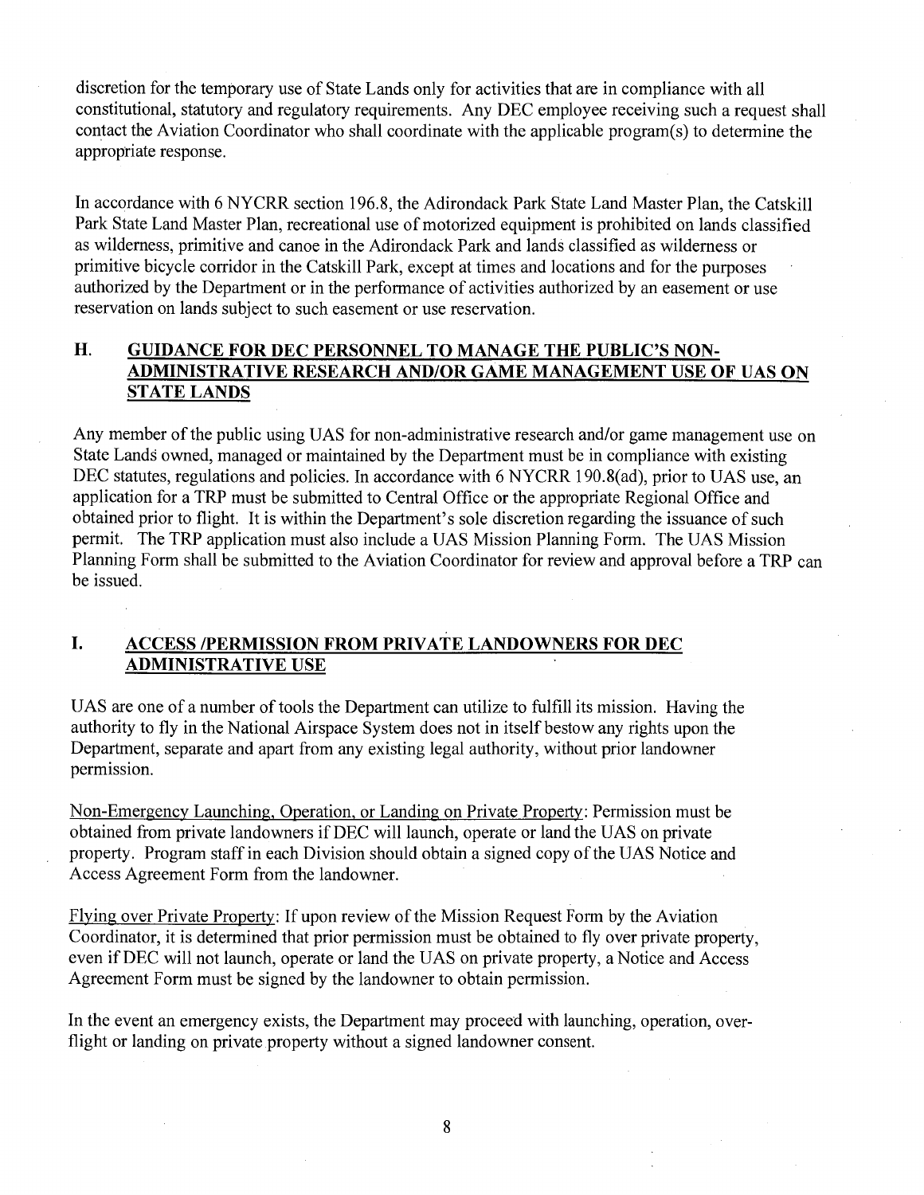discretion for the temporary use of State Lands only for activities that are in compliance with all constitutional, statutory and regulatory requirements. Any DEC employee receiving such a request shall contact the Aviation Coordinator who shall coordinate with the applicable program(s) to determine the appropriate response.

In accordance with 6 NYCRR section 196.8, the Adirondack Park State Land Master Plan, the Catskill Park State Land Master Plan, recreational use of motorized equipment is prohibited on lands classified as wilderness, primitive and canoe in the Adirondack Park and lands classified as wilderness or primitive bicycle corridor in the Catskill Park, except at times and locations and for the purposes authorized by the Department or in the performance of activities authorized by an easement or use reservation on lands subject to such easement or use reservation.

## H. <u>GUIDANCE FOR DEC PERSONNEL TO MANAGE THE PUBLIC'S NON-ADMINISTRATIVE RESEARCH AND/OR GAME MANAGEMENT USE OF UAS ON STATE LANDS</u>

Any member of the public using UAS for non-administrative research and/or game management use on State Lands owned, managed or maintained by the Department must be in compliance with existing DEC statutes, regulations and policies. In accordance with 6 NYCRR 190.8(ad), prior to UAS use, an application for a TRP must be submitted to Central Office or the appropriate Regional Office and obtained prior to flight. It is within the Department's sole discretion regarding the issuance of such permit. The TRP application must also include a UAS Mission Planning Form. The UAS Mission Planning Form shall be submitted to the Aviation Coordinator for review and approval before a TRP can be issued.

## I. <u>ACCESS /PERMISSION FROM PRIVATE LANDOWNERS FOR DEC ADMINISTRATIVE USE</u>

UAS are one of a number of tools the Department can utilize to fulfill its mission. Having the authority to fly in the National Airspace System does not in itself bestow any rights upon the Department, separate and apart from any existing legal authority, without prior landowner permission.

<u>Non-Emergency Launching, Operation, or Landing on Private Property</u>: Permission must be obtained from private landowners if DEC will launch, operate or land the UAS on private property. Program staff in each Division should obtain a signed copy of the UAS Notice and Access Agreement Form from the landowner.

<u>Flying over Private Property</u>: If upon review of the Mission Request Form by the Aviation Coordinator, it is determined that prior permission must be obtained to fly over private property, even if DEC will not launch, operate or land the UAS on private property, a Notice and Access Agreement Form must be signed by the landowner to obtain permission.

In the event an emergency exists, the Department may proceed with launching, operation, over-flight or landing on private property without a signed landowner consent.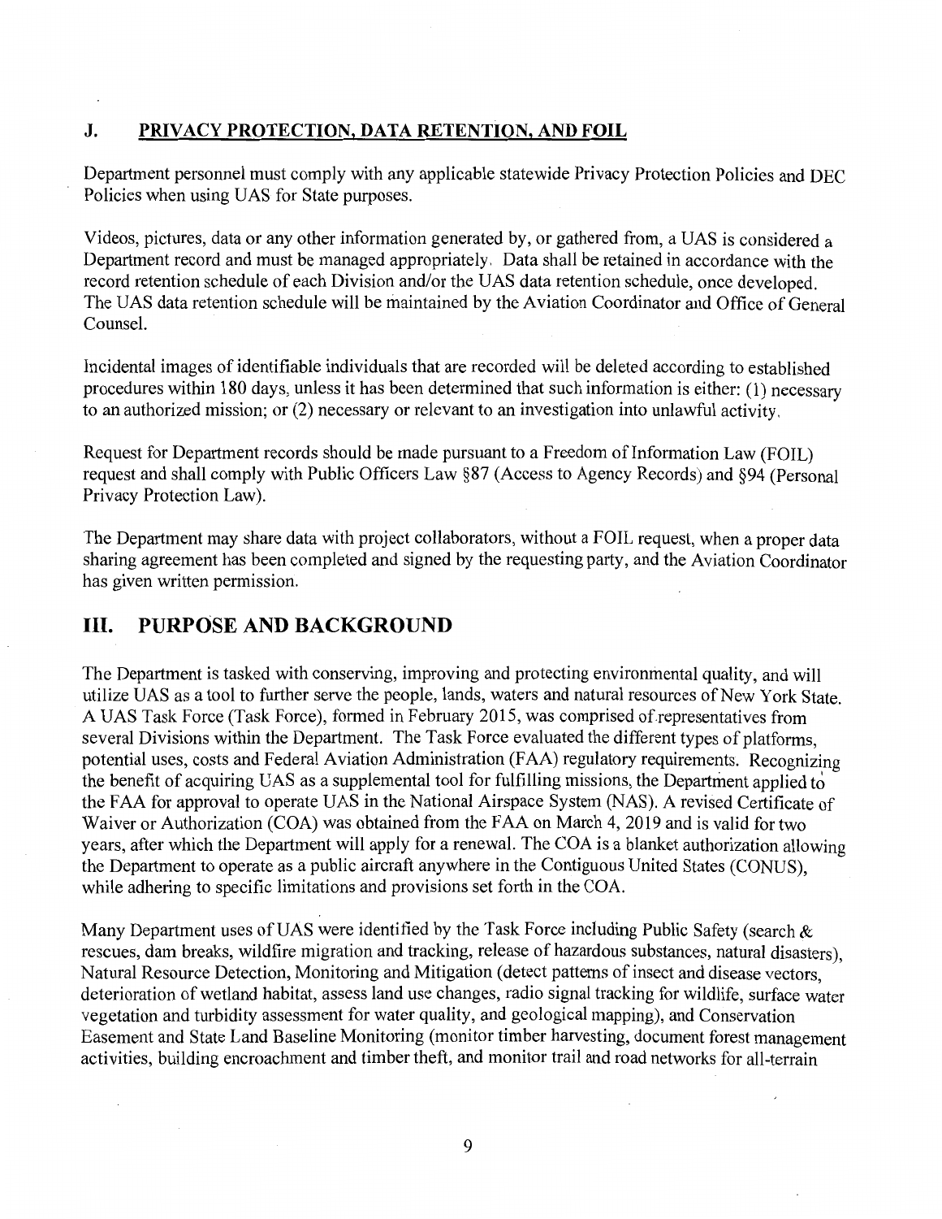### J. PRIVACY PROTECTION, DATA RETENTION, AND FOIL

Department personnel must comply with any applicable statewide Privacy Protection Policies and DEC Policies when using UAS for State purposes.

Videos, pictures, data or any other information generated by, or gathered from, a UAS is considered a Department record and must be managed appropriately. Data shall be retained in accordance with the record retention schedule of each Division and/or the UAS data retention schedule, once developed. The UAS data retention schedule will be maintained by the Aviation Coordinator and Office of General Counsel.

Incidental images of identifiable individuals that are recorded will be deleted according to established procedures within 180 days, unless it has been determined that such information is either: (1) necessary to an authorized mission; or (2) necessary or relevant to an investigation into unlawful activity.

Request for Department records should be made pursuant to a Freedom of Information Law (FOIL) request and shall comply with Public Officers Law §87 (Access to Agency Records) and §94 (Personal Privacy Protection Law).

The Department may share data with project collaborators, without a FOIL request, when a proper data sharing agreement has been completed and signed by the requesting party, and the Aviation Coordinator has given written permission.

## III. PURPOSE AND BACKGROUND

The Department is tasked with conserving, improving and protecting environmental quality, and will utilize UAS as a tool to further serve the people, lands, waters and natural resources of New York State. A UAS Task Force (Task Force), formed in February 2015, was comprised of representatives from several Divisions within the Department. The Task Force evaluated the different types of platforms, potential uses, costs and Federal Aviation Administration (FAA) regulatory requirements. Recognizing the benefit of acquiring UAS as a supplemental tool for fulfilling missions, the Department applied to the FAA for approval to operate UAS in the National Airspace System (NAS). A revised Certificate of Waiver or Authorization (COA) was obtained from the FAA on March 4, 2019 and is valid for two years, after which the Department will apply for a renewal. The COA is a blanket authorization allowing the Department to operate as a public aircraft anywhere in the Contiguous United States (CONUS), while adhering to specific limitations and provisions set forth in the COA.

Many Department uses of UAS were identified by the Task Force including Public Safety (search & rescues, dam breaks, wildfire migration and tracking, release of hazardous substances, natural disasters), Natural Resource Detection, Monitoring and Mitigation (detect patterns of insect and disease vectors, deterioration of wetland habitat, assess land use changes, radio signal tracking for wildlife, surface water vegetation and turbidity assessment for water quality, and geological mapping), and Conservation Easement and State Land Baseline Monitoring (monitor timber harvesting, document forest management activities, building encroachment and timber theft, and monitor trail and road networks for all-terrain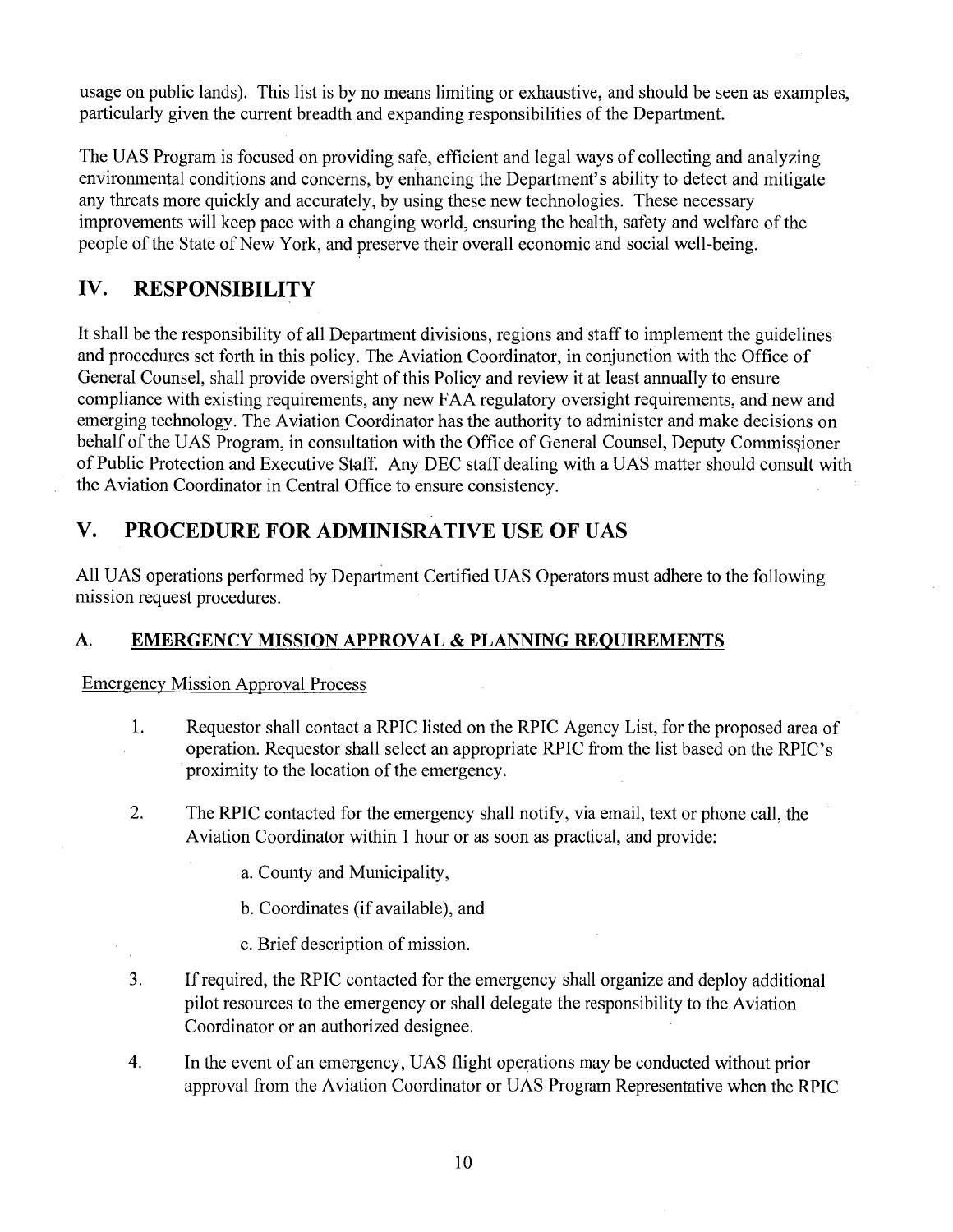usage on public lands). This list is by no means limiting or exhaustive, and should be seen as examples, particularly given the current breadth and expanding responsibilities of the Department.

The UAS Program is focused on providing safe, efficient and legal ways of collecting and analyzing environmental conditions and concerns, by enhancing the Department's ability to detect and mitigate any threats more quickly and accurately, by using these new technologies. These necessary improvements will keep pace with a changing world, ensuring the health, safety and welfare of the people of the State of New York, and preserve their overall economic and social well-being.

## IV. RESPONSIBILITY

It shall be the responsibility of all Department divisions, regions and staff to implement the guidelines and procedures set forth in this policy. The Aviation Coordinator, in conjunction with the Office of General Counsel, shall provide oversight of this Policy and review it at least annually to ensure compliance with existing requirements, any new FAA regulatory oversight requirements, and new and emerging technology. The Aviation Coordinator has the authority to administer and make decisions on behalf of the UAS Program, in consultation with the Office of General Counsel, Deputy Commissioner of Public Protection and Executive Staff. Any DEC staff dealing with a UAS matter should consult with the Aviation Coordinator in Central Office to ensure consistency.

## V. PROCEDURE FOR ADMINISRATIVE USE OF UAS

All UAS operations performed by Department Certified UAS Operators must adhere to the following mission request procedures.

### A. EMERGENCY MISSION APPROVAL & PLANNING REQUIREMENTS

Emergency Mission Approval Process

1. Requestor shall contact a RPIC listed on the RPIC Agency List, for the proposed area of operation. Requestor shall select an appropriate RPIC from the list based on the RPIC's proximity to the location of the emergency.

2. The RPIC contacted for the emergency shall notify, via email, text or phone call, the Aviation Coordinator within 1 hour or as soon as practical, and provide:

   a. County and Municipality,

   b. Coordinates (if available), and

   c. Brief description of mission.

3. If required, the RPIC contacted for the emergency shall organize and deploy additional pilot resources to the emergency or shall delegate the responsibility to the Aviation Coordinator or an authorized designee.

4. In the event of an emergency, UAS flight operations may be conducted without prior approval from the Aviation Coordinator or UAS Program Representative when the RPIC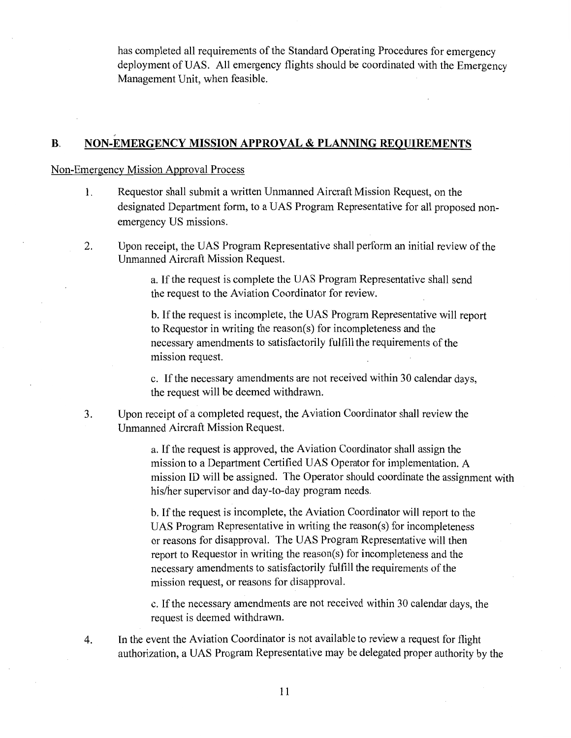has completed all requirements of the Standard Operating Procedures for emergency deployment of UAS. All emergency flights should be coordinated with the Emergency Management Unit, when feasible.

## B. NON-EMERGENCY MISSION APPROVAL & PLANNING REQUIREMENTS

Non-Emergency Mission Approval Process

1. Requestor shall submit a written Unmanned Aircraft Mission Request, on the designated Department form, to a UAS Program Representative for all proposed non-emergency US missions.

2. Upon receipt, the UAS Program Representative shall perform an initial review of the Unmanned Aircraft Mission Request.

   a. If the request is complete the UAS Program Representative shall send the request to the Aviation Coordinator for review.

   b. If the request is incomplete, the UAS Program Representative will report to Requestor in writing the reason(s) for incompleteness and the necessary amendments to satisfactorily fulfill the requirements of the mission request.

   c. If the necessary amendments are not received within 30 calendar days, the request will be deemed withdrawn.

3. Upon receipt of a completed request, the Aviation Coordinator shall review the Unmanned Aircraft Mission Request.

   a. If the request is approved, the Aviation Coordinator shall assign the mission to a Department Certified UAS Operator for implementation. A mission ID will be assigned. The Operator should coordinate the assignment with his/her supervisor and day-to-day program needs.

   b. If the request is incomplete, the Aviation Coordinator will report to the UAS Program Representative in writing the reason(s) for incompleteness or reasons for disapproval. The UAS Program Representative will then report to Requestor in writing the reason(s) for incompleteness and the necessary amendments to satisfactorily fulfill the requirements of the mission request, or reasons for disapproval.

   c. If the necessary amendments are not received within 30 calendar days, the request is deemed withdrawn.

4. In the event the Aviation Coordinator is not available to review a request for flight authorization, a UAS Program Representative may be delegated proper authority by the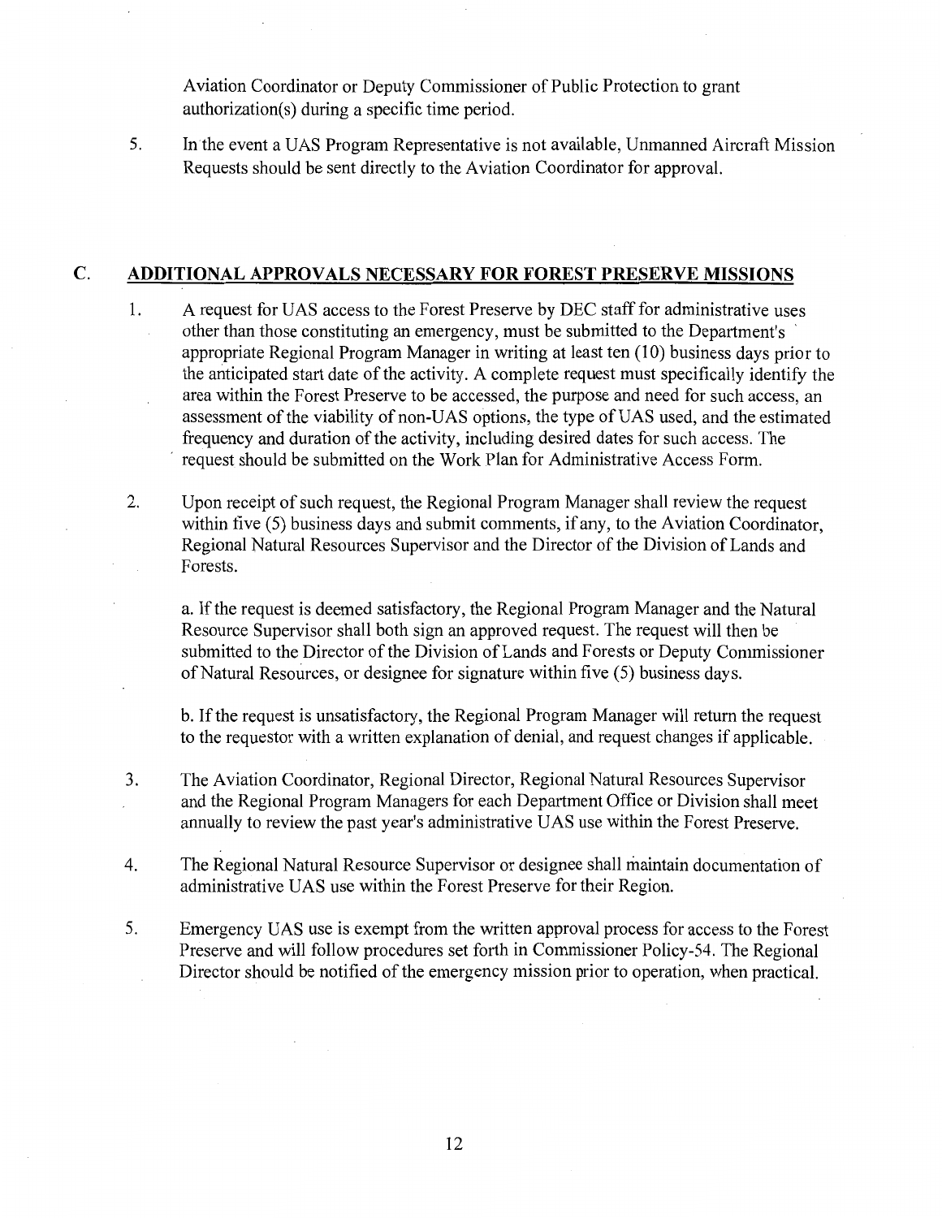Aviation Coordinator or Deputy Commissioner of Public Protection to grant authorization(s) during a specific time period.

5. In the event a UAS Program Representative is not available, Unmanned Aircraft Mission Requests should be sent directly to the Aviation Coordinator for approval.

## C. ADDITIONAL APPROVALS NECESSARY FOR FOREST PRESERVE MISSIONS

1. A request for UAS access to the Forest Preserve by DEC staff for administrative uses other than those constituting an emergency, must be submitted to the Department's appropriate Regional Program Manager in writing at least ten (10) business days prior to the anticipated start date of the activity. A complete request must specifically identify the area within the Forest Preserve to be accessed, the purpose and need for such access, an assessment of the viability of non-UAS options, the type of UAS used, and the estimated frequency and duration of the activity, including desired dates for such access. The request should be submitted on the Work Plan for Administrative Access Form.

2. Upon receipt of such request, the Regional Program Manager shall review the request within five (5) business days and submit comments, if any, to the Aviation Coordinator, Regional Natural Resources Supervisor and the Director of the Division of Lands and Forests.

   a. If the request is deemed satisfactory, the Regional Program Manager and the Natural Resource Supervisor shall both sign an approved request. The request will then be submitted to the Director of the Division of Lands and Forests or Deputy Commissioner of Natural Resources, or designee for signature within five (5) business days.

   b. If the request is unsatisfactory, the Regional Program Manager will return the request to the requestor with a written explanation of denial, and request changes if applicable.

3. The Aviation Coordinator, Regional Director, Regional Natural Resources Supervisor and the Regional Program Managers for each Department Office or Division shall meet annually to review the past year's administrative UAS use within the Forest Preserve.

4. The Regional Natural Resource Supervisor or designee shall maintain documentation of administrative UAS use within the Forest Preserve for their Region.

5. Emergency UAS use is exempt from the written approval process for access to the Forest Preserve and will follow procedures set forth in Commissioner Policy-54. The Regional Director should be notified of the emergency mission prior to operation, when practical.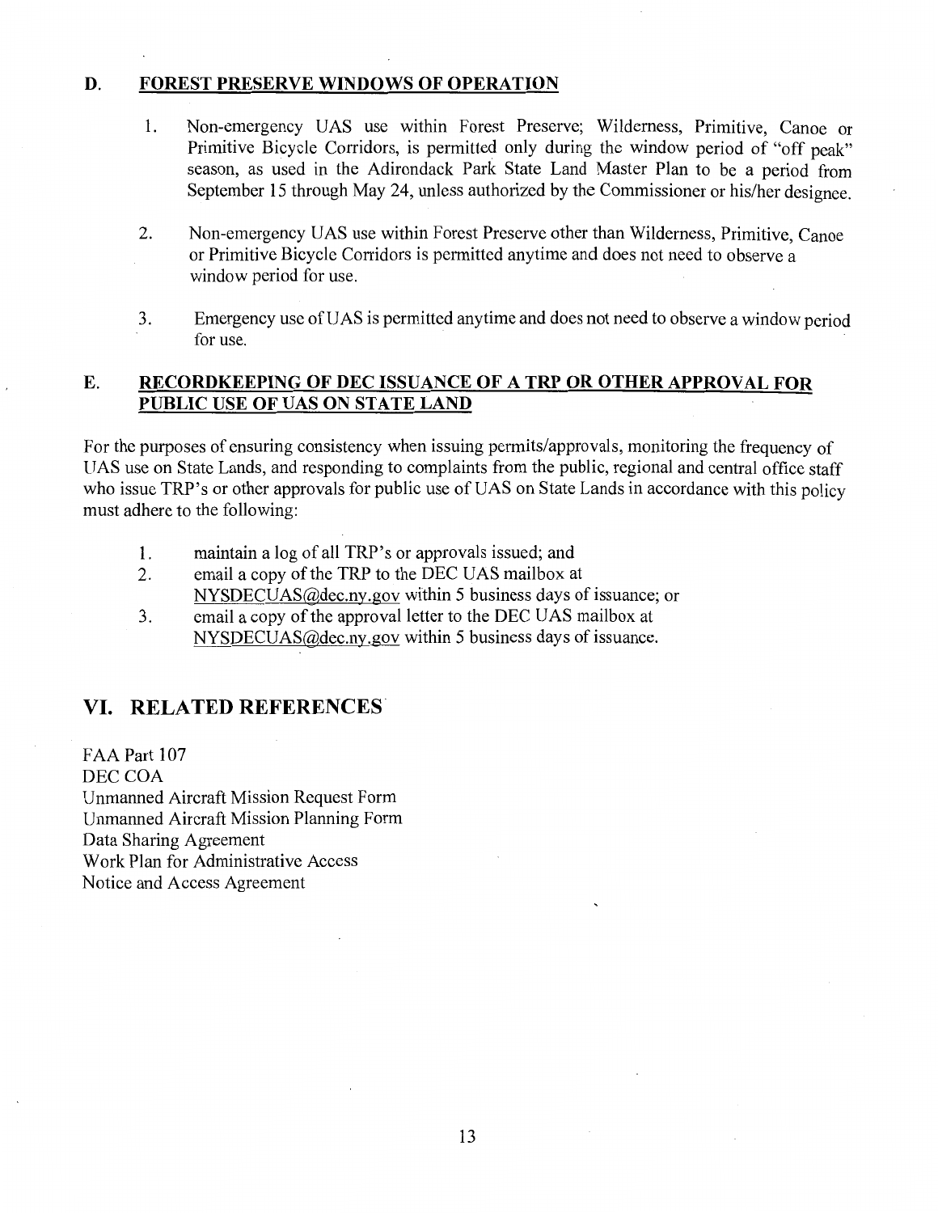### D. FOREST PRESERVE WINDOWS OF OPERATION

1. Non-emergency UAS use within Forest Preserve; Wilderness, Primitive, Canoe or Primitive Bicycle Corridors, is permitted only during the window period of "off peak" season, as used in the Adirondack Park State Land Master Plan to be a period from September 15 through May 24, unless authorized by the Commissioner or his/her designee.

2. Non-emergency UAS use within Forest Preserve other than Wilderness, Primitive, Canoe or Primitive Bicycle Corridors is permitted anytime and does not need to observe a window period for use.

3. Emergency use of UAS is permitted anytime and does not need to observe a window period for use.

### E. RECORDKEEPING OF DEC ISSUANCE OF A TRP OR OTHER APPROVAL FOR PUBLIC USE OF UAS ON STATE LAND

For the purposes of ensuring consistency when issuing permits/approvals, monitoring the frequency of UAS use on State Lands, and responding to complaints from the public, regional and central office staff who issue TRP's or other approvals for public use of UAS on State Lands in accordance with this policy must adhere to the following:

1. maintain a log of all TRP's or approvals issued; and
2. email a copy of the TRP to the DEC UAS mailbox at NYSDECUAS@dec.ny.gov within 5 business days of issuance; or
3. email a copy of the approval letter to the DEC UAS mailbox at NYSDECUAS@dec.ny.gov within 5 business days of issuance.

## VI. RELATED REFERENCES

FAA Part 107
DEC COA
Unmanned Aircraft Mission Request Form
Unmanned Aircraft Mission Planning Form
Data Sharing Agreement
Work Plan for Administrative Access
Notice and Access Agreement